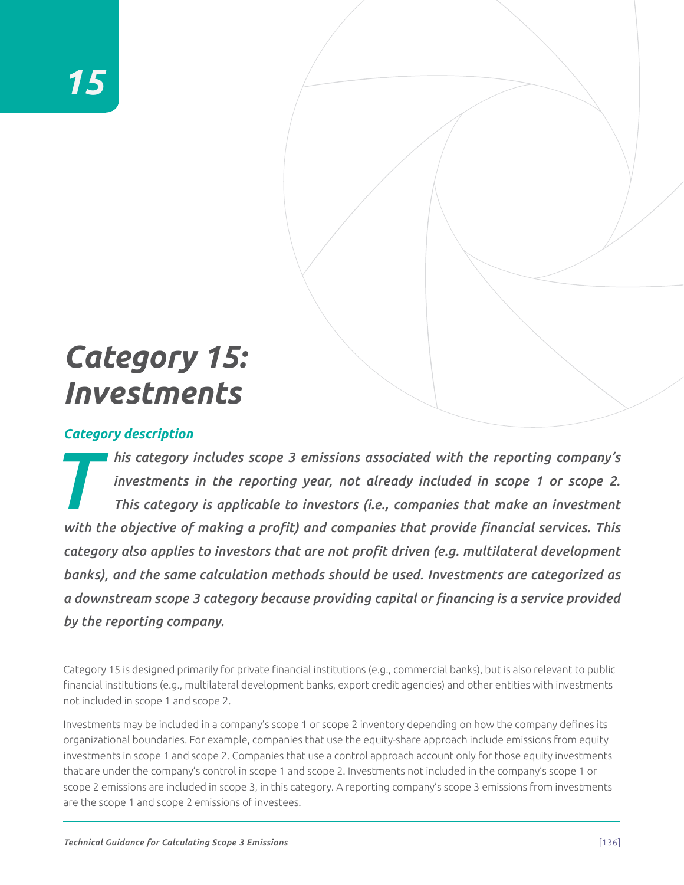# 15

# Category 15: Investments

## Category description

*This category includes scope 3 emissions associated with the reporting company's investments in the reporting year, not already included in scope 1 or scope 2. This category is applicable to investors (i.e., companies that make an investment with the objective of making a profit) and companies that provide financial services. This category also applies to investors that are not profit driven (e.g. multilateral development banks), and the same calculation methods should be used. Investments are categorized as a downstream scope 3 category because providing capital or financing is a service provided by the reporting company.*

Category 15 is designed primarily for private financial institutions (e.g., commercial banks), but is also relevant to public financial institutions (e.g., multilateral development banks, export credit agencies) and other entities with investments not included in scope 1 and scope 2.

Investments may be included in a company's scope 1 or scope 2 inventory depending on how the company defines its organizational boundaries. For example, companies that use the equity-share approach include emissions from equity investments in scope 1 and scope 2. Companies that use a control approach account only for those equity investments that are under the company's control in scope 1 and scope 2. Investments not included in the company's scope 1 or scope 2 emissions are included in scope 3, in this category. A reporting company's scope 3 emissions from investments are the scope 1 and scope 2 emissions of investees.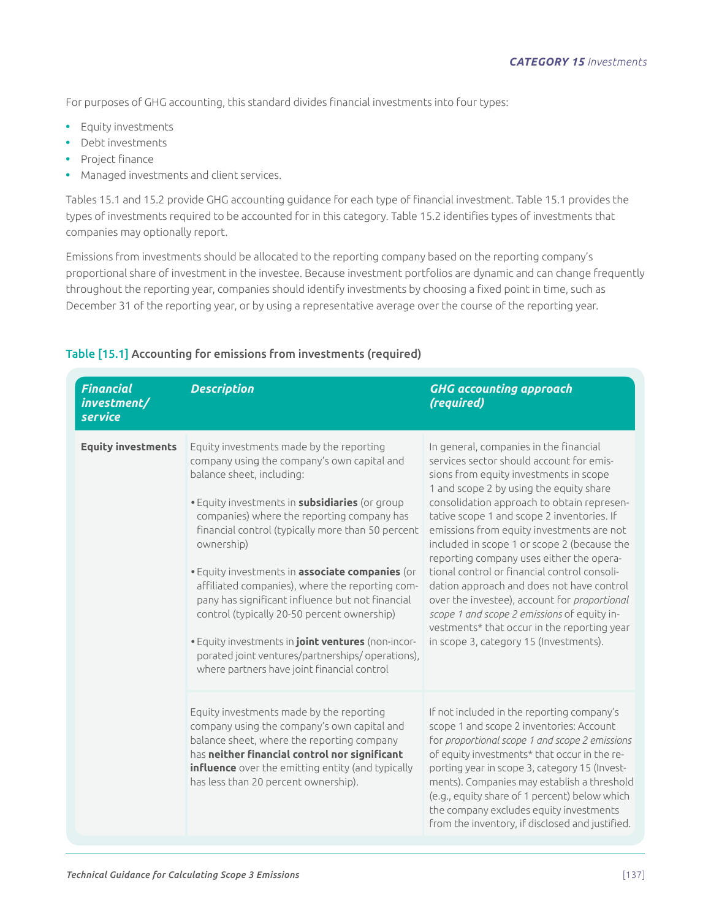For purposes of GHG accounting, this standard divides financial investments into four types:

- Equity investments
- Debt investments
- Project finance
- Managed investments and client services.

Tables 15.1 and 15.2 provide GHG accounting guidance for each type of financial investment. Table 15.1 provides the types of investments required to be accounted for in this category. Table 15.2 identifies types of investments that companies may optionally report.

Emissions from investments should be allocated to the reporting company based on the reporting company's proportional share of investment in the investee. Because investment portfolios are dynamic and can change frequently throughout the reporting year, companies should identify investments by choosing a fixed point in time, such as December 31 of the reporting year, or by using a representative average over the course of the reporting year.

Table [15.1] Accounting for emissions from investments (required)

| *Financial investment/ service* | *Description* | *GHG accounting approach (required)* |
|---|---|---|
| **Equity investments** | Equity investments made by the reporting company using the company's own capital and balance sheet, including:<br>• Equity investments in **subsidiaries** (or group companies) where the reporting company has financial control (typically more than 50 percent ownership)<br>• Equity investments in **associate companies** (or affiliated companies), where the reporting company has significant influence but not financial control (typically 20-50 percent ownership)<br>• Equity investments in **joint ventures** (non-incorporated joint ventures/partnerships/ operations), where partners have joint financial control | In general, companies in the financial services sector should account for emissions from equity investments in scope 1 and scope 2 by using the equity share consolidation approach to obtain representative scope 1 and scope 2 inventories. If emissions from equity investments are not included in scope 1 or scope 2 (because the reporting company uses either the operational control or financial control consolidation approach and does not have control over the investee), account for *proportional scope 1 and scope 2 emissions* of equity investments* that occur in the reporting year in scope 3, category 15 (Investments). |
| | Equity investments made by the reporting company using the company's own capital and balance sheet, where the reporting company has **neither financial control nor significant influence** over the emitting entity (and typically has less than 20 percent ownership). | If not included in the reporting company's scope 1 and scope 2 inventories: Account for *proportional scope 1 and scope 2 emissions* of equity investments* that occur in the reporting year in scope 3, category 15 (Investments). Companies may establish a threshold (e.g., equity share of 1 percent) below which the company excludes equity investments from the inventory, if disclosed and justified. |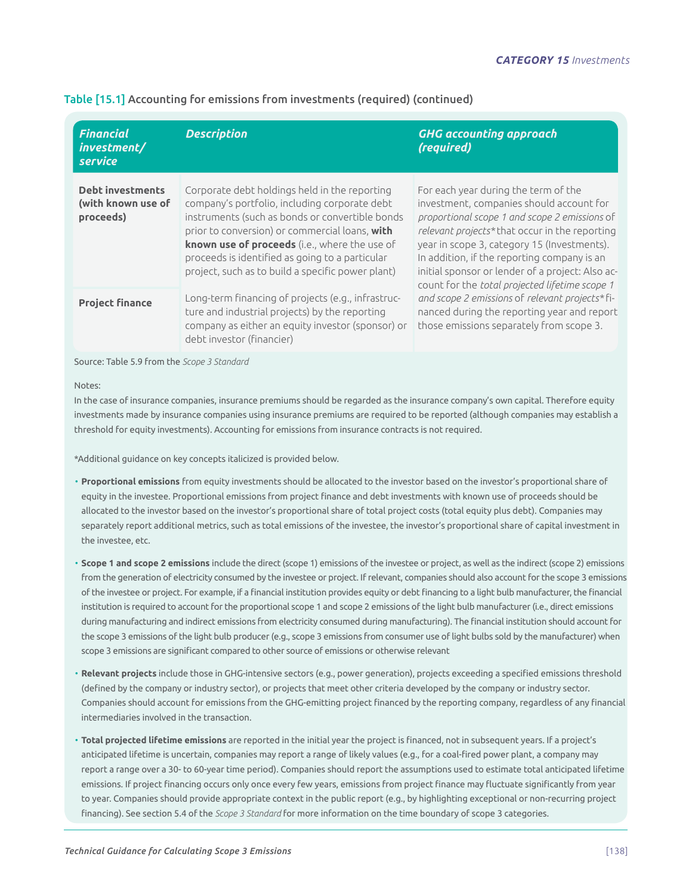**Table [15.1]** Accounting for emissions from investments (required) (continued)

| *Financial investment/ service* | *Description* | *GHG accounting approach (required)* |
|---|---|---|
| **Debt investments (with known use of proceeds)** | Corporate debt holdings held in the reporting company's portfolio, including corporate debt instruments (such as bonds or convertible bonds prior to conversion) or commercial loans, **with known use of proceeds** (i.e., where the use of proceeds is identified as going to a particular project, such as to build a specific power plant) | For each year during the term of the investment, companies should account for *proportional scope 1 and scope 2 emissions* of *relevant projects*\* that occur in the reporting year in scope 3, category 15 (Investments). In addition, if the reporting company is an initial sponsor or lender of a project: Also account for the *total projected lifetime scope 1 and scope 2 emissions* of *relevant projects*\* financed during the reporting year and report those emissions separately from scope 3. |
| **Project finance** | Long-term financing of projects (e.g., infrastructure and industrial projects) by the reporting company as either an equity investor (sponsor) or debt investor (financier) | |

Source: Table 5.9 from the *Scope 3 Standard*

Notes:
In the case of insurance companies, insurance premiums should be regarded as the insurance company's own capital. Therefore equity investments made by insurance companies using insurance premiums are required to be reported (although companies may establish a threshold for equity investments). Accounting for emissions from insurance contracts is not required.

\*Additional guidance on key concepts italicized is provided below.

- **Proportional emissions** from equity investments should be allocated to the investor based on the investor's proportional share of equity in the investee. Proportional emissions from project finance and debt investments with known use of proceeds should be allocated to the investor based on the investor's proportional share of total project costs (total equity plus debt). Companies may separately report additional metrics, such as total emissions of the investee, the investor's proportional share of capital investment in the investee, etc.
- **Scope 1 and scope 2 emissions** include the direct (scope 1) emissions of the investee or project, as well as the indirect (scope 2) emissions from the generation of electricity consumed by the investee or project. If relevant, companies should also account for the scope 3 emissions of the investee or project. For example, if a financial institution provides equity or debt financing to a light bulb manufacturer, the financial institution is required to account for the proportional scope 1 and scope 2 emissions of the light bulb manufacturer (i.e., direct emissions during manufacturing and indirect emissions from electricity consumed during manufacturing). The financial institution should account for the scope 3 emissions of the light bulb producer (e.g., scope 3 emissions from consumer use of light bulbs sold by the manufacturer) when scope 3 emissions are significant compared to other source of emissions or otherwise relevant
- **Relevant projects** include those in GHG-intensive sectors (e.g., power generation), projects exceeding a specified emissions threshold (defined by the company or industry sector), or projects that meet other criteria developed by the company or industry sector. Companies should account for emissions from the GHG-emitting project financed by the reporting company, regardless of any financial intermediaries involved in the transaction.
- **Total projected lifetime emissions** are reported in the initial year the project is financed, not in subsequent years. If a project's anticipated lifetime is uncertain, companies may report a range of likely values (e.g., for a coal-fired power plant, a company may report a range over a 30- to 60-year time period). Companies should report the assumptions used to estimate total anticipated lifetime emissions. If project financing occurs only once every few years, emissions from project finance may fluctuate significantly from year to year. Companies should provide appropriate context in the public report (e.g., by highlighting exceptional or non-recurring project financing). See section 5.4 of the *Scope 3 Standard* for more information on the time boundary of scope 3 categories.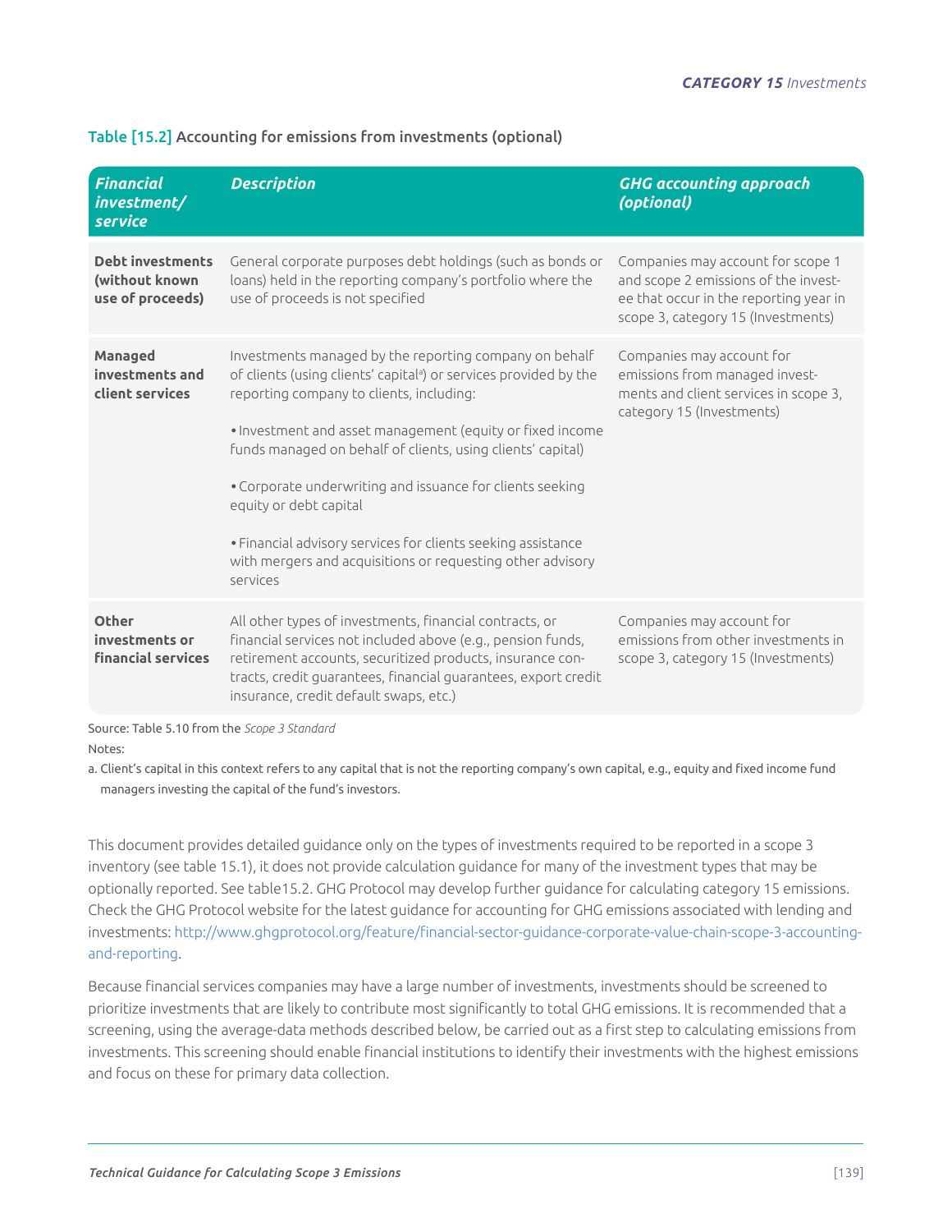**Table [15.2]** Accounting for emissions from investments (optional)

| *Financial investment/ service* | *Description* | *GHG accounting approach (optional)* |
|---|---|---|
| **Debt investments (without known use of proceeds)** | General corporate purposes debt holdings (such as bonds or loans) held in the reporting company's portfolio where the use of proceeds is not specified | Companies may account for scope 1 and scope 2 emissions of the investee that occur in the reporting year in scope 3, category 15 (Investments) |
| **Managed investments and client services** | Investments managed by the reporting company on behalf of clients (using clients' capital[a]) or services provided by the reporting company to clients, including:<br><br>• Investment and asset management (equity or fixed income funds managed on behalf of clients, using clients' capital)<br><br>• Corporate underwriting and issuance for clients seeking equity or debt capital<br><br>• Financial advisory services for clients seeking assistance with mergers and acquisitions or requesting other advisory services | Companies may account for emissions from managed investments and client services in scope 3, category 15 (Investments) |
| **Other investments or financial services** | All other types of investments, financial contracts, or financial services not included above (e.g., pension funds, retirement accounts, securitized products, insurance contracts, credit guarantees, financial guarantees, export credit insurance, credit default swaps, etc.) | Companies may account for emissions from other investments in scope 3, category 15 (Investments) |

Source: Table 5.10 from the *Scope 3 Standard*

Notes:

a. Client's capital in this context refers to any capital that is not the reporting company's own capital, e.g., equity and fixed income fund managers investing the capital of the fund's investors.

This document provides detailed guidance only on the types of investments required to be reported in a scope 3 inventory (see table 15.1), it does not provide calculation guidance for many of the investment types that may be optionally reported. See table15.2. GHG Protocol may develop further guidance for calculating category 15 emissions. Check the GHG Protocol website for the latest guidance for accounting for GHG emissions associated with lending and investments: http://www.ghgprotocol.org/feature/financial-sector-guidance-corporate-value-chain-scope-3-accounting-and-reporting.

Because financial services companies may have a large number of investments, investments should be screened to prioritize investments that are likely to contribute most significantly to total GHG emissions. It is recommended that a screening, using the average-data methods described below, be carried out as a first step to calculating emissions from investments. This screening should enable financial institutions to identify their investments with the highest emissions and focus on these for primary data collection.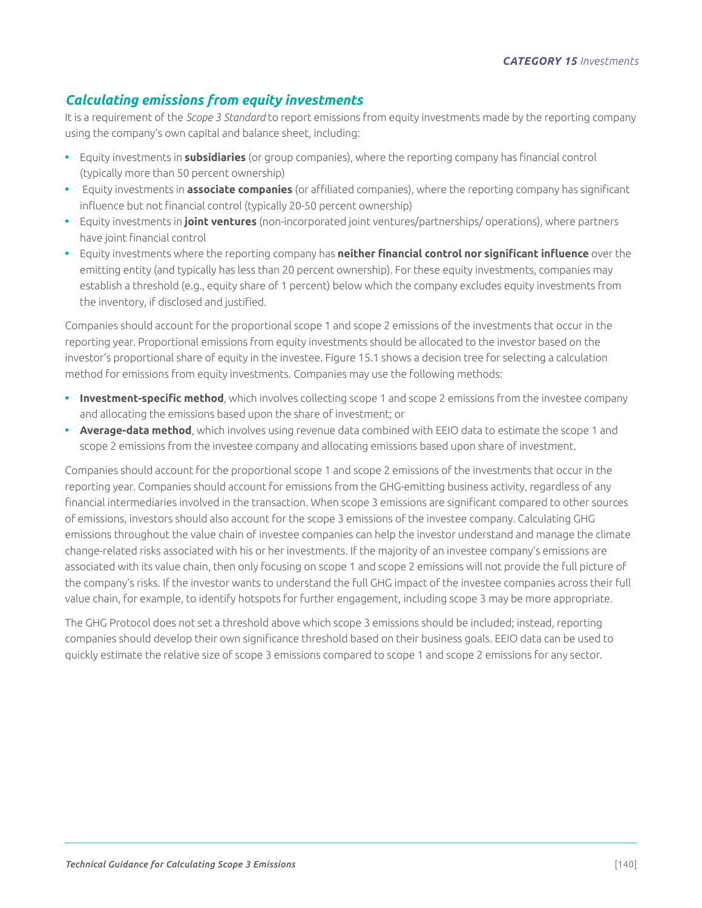## *Calculating emissions from equity investments*

It is a requirement of the *Scope 3 Standard* to report emissions from equity investments made by the reporting company using the company's own capital and balance sheet, including:

- Equity investments in **subsidiaries** (or group companies), where the reporting company has financial control (typically more than 50 percent ownership)
- Equity investments in **associate companies** (or affiliated companies), where the reporting company has significant influence but not financial control (typically 20-50 percent ownership)
- Equity investments in **joint ventures** (non-incorporated joint ventures/partnerships/ operations), where partners have joint financial control
- Equity investments where the reporting company has **neither financial control nor significant influence** over the emitting entity (and typically has less than 20 percent ownership). For these equity investments, companies may establish a threshold (e.g., equity share of 1 percent) below which the company excludes equity investments from the inventory, if disclosed and justified.

Companies should account for the proportional scope 1 and scope 2 emissions of the investments that occur in the reporting year. Proportional emissions from equity investments should be allocated to the investor based on the investor's proportional share of equity in the investee. Figure 15.1 shows a decision tree for selecting a calculation method for emissions from equity investments. Companies may use the following methods:

- **Investment-specific method**, which involves collecting scope 1 and scope 2 emissions from the investee company and allocating the emissions based upon the share of investment; or
- **Average-data method**, which involves using revenue data combined with EEIO data to estimate the scope 1 and scope 2 emissions from the investee company and allocating emissions based upon share of investment.

Companies should account for the proportional scope 1 and scope 2 emissions of the investments that occur in the reporting year. Companies should account for emissions from the GHG-emitting business activity, regardless of any financial intermediaries involved in the transaction. When scope 3 emissions are significant compared to other sources of emissions, investors should also account for the scope 3 emissions of the investee company. Calculating GHG emissions throughout the value chain of investee companies can help the investor understand and manage the climate change-related risks associated with his or her investments. If the majority of an investee company's emissions are associated with its value chain, then only focusing on scope 1 and scope 2 emissions will not provide the full picture of the company's risks. If the investor wants to understand the full GHG impact of the investee companies across their full value chain, for example, to identify hotspots for further engagement, including scope 3 may be more appropriate.

The GHG Protocol does not set a threshold above which scope 3 emissions should be included; instead, reporting companies should develop their own significance threshold based on their business goals. EEIO data can be used to quickly estimate the relative size of scope 3 emissions compared to scope 1 and scope 2 emissions for any sector.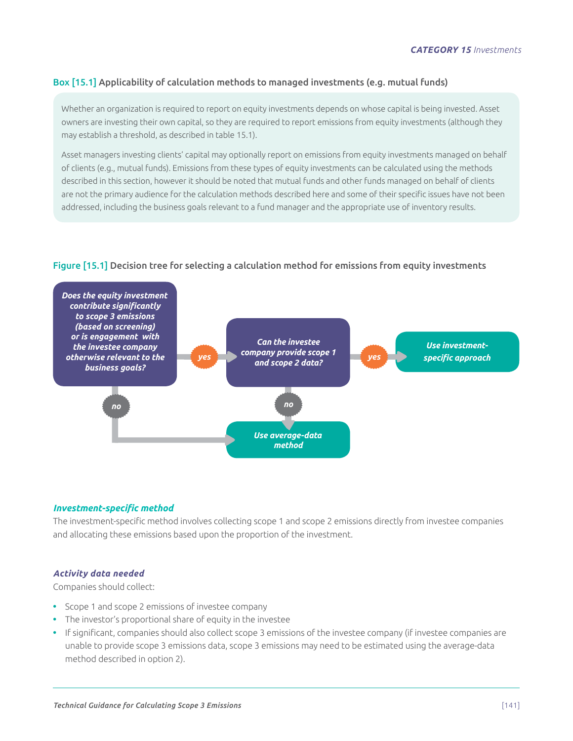### Box [15.1] Applicability of calculation methods to managed investments (e.g. mutual funds)

Whether an organization is required to report on equity investments depends on whose capital is being invested. Asset owners are investing their own capital, so they are required to report emissions from equity investments (although they may establish a threshold, as described in table 15.1).

Asset managers investing clients' capital may optionally report on emissions from equity investments managed on behalf of clients (e.g., mutual funds). Emissions from these types of equity investments can be calculated using the methods described in this section, however it should be noted that mutual funds and other funds managed on behalf of clients are not the primary audience for the calculation methods described here and some of their specific issues have not been addressed, including the business goals relevant to a fund manager and the appropriate use of inventory results.

### Figure [15.1] Decision tree for selecting a calculation method for emissions from equity investments

*Does the equity investment contribute significantly to scope 3 emissions (based on screening) or is engagement with the investee company otherwise relevant to the business goals?*

- *yes* → *Can the investee company provide scope 1 and scope 2 data?*
  - *yes* → *Use investment-specific approach*
  - *no* → *Use average-data method*
- *no* → *Use average-data method*

### *Investment-specific method*

The investment-specific method involves collecting scope 1 and scope 2 emissions directly from investee companies and allocating these emissions based upon the proportion of the investment.

### *Activity data needed*

Companies should collect:

- Scope 1 and scope 2 emissions of investee company
- The investor's proportional share of equity in the investee
- If significant, companies should also collect scope 3 emissions of the investee company (if investee companies are unable to provide scope 3 emissions data, scope 3 emissions may need to be estimated using the average-data method described in option 2).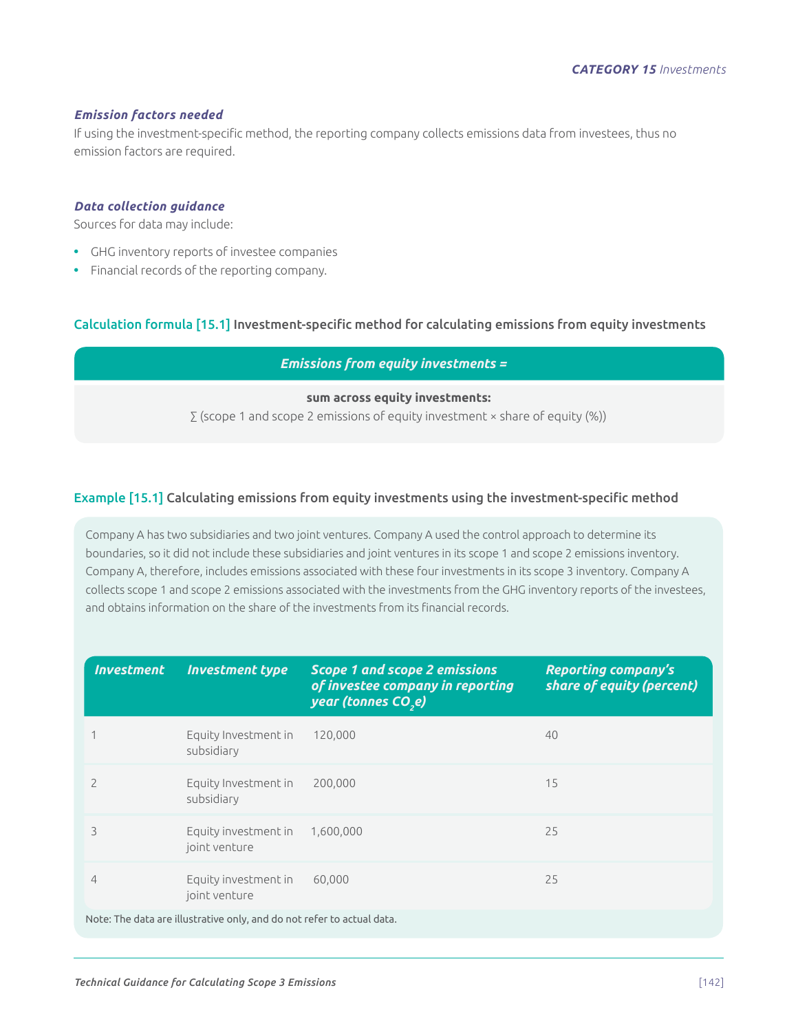#### *Emission factors needed*

If using the investment-specific method, the reporting company collects emissions data from investees, thus no emission factors are required.

#### *Data collection guidance*

Sources for data may include:

- GHG inventory reports of investee companies
- Financial records of the reporting company.

### Calculation formula [15.1] Investment-specific method for calculating emissions from equity investments

***Emissions from equity investments =***

**sum across equity investments:**

∑ (scope 1 and scope 2 emissions of equity investment × share of equity (%))

### Example [15.1] Calculating emissions from equity investments using the investment-specific method

Company A has two subsidiaries and two joint ventures. Company A used the control approach to determine its boundaries, so it did not include these subsidiaries and joint ventures in its scope 1 and scope 2 emissions inventory. Company A, therefore, includes emissions associated with these four investments in its scope 3 inventory. Company A collects scope 1 and scope 2 emissions associated with the investments from the GHG inventory reports of the investees, and obtains information on the share of the investments from its financial records.

| *Investment* | *Investment type* | *Scope 1 and scope 2 emissions of investee company in reporting year (tonnes $CO_2e$)* | *Reporting company's share of equity (percent)* |
|---|---|---|---|
| 1 | Equity Investment in subsidiary | 120,000 | 40 |
| 2 | Equity Investment in subsidiary | 200,000 | 15 |
| 3 | Equity investment in joint venture | 1,600,000 | 25 |
| 4 | Equity investment in joint venture | 60,000 | 25 |

Note: The data are illustrative only, and do not refer to actual data.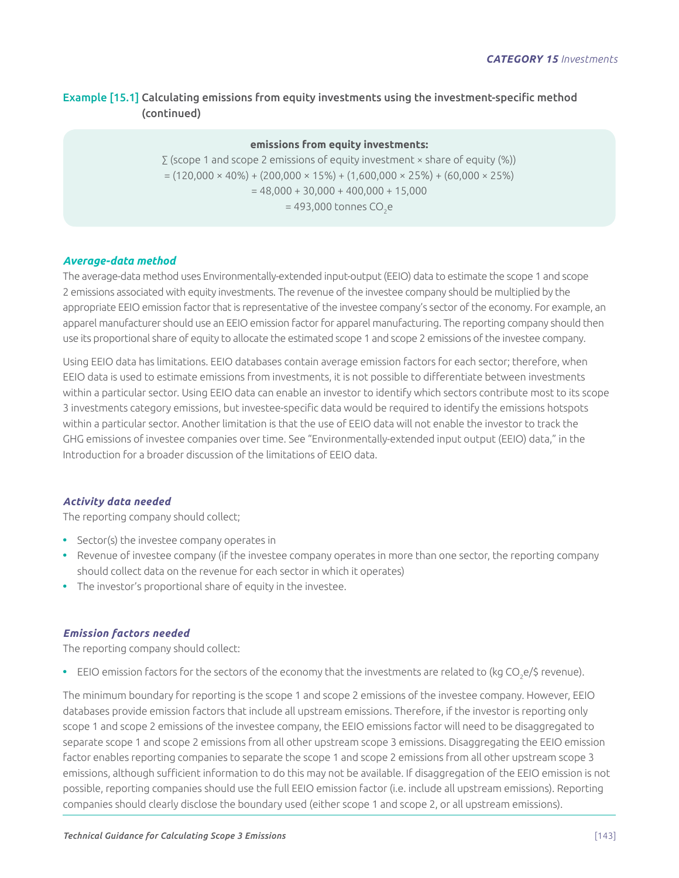## Example [15.1] Calculating emissions from equity investments using the investment-specific method (continued)

**emissions from equity investments:**

$$\sum \text{(scope 1 and scope 2 emissions of equity investment} \times \text{share of equity (\%))}$$

$$= (120{,}000 \times 40\%) + (200{,}000 \times 15\%) + (1{,}600{,}000 \times 25\%) + (60{,}000 \times 25\%)$$

$$= 48{,}000 + 30{,}000 + 400{,}000 + 15{,}000$$

$$= 493{,}000 \text{ tonnes } CO_2e$$

### *Average-data method*

The average-data method uses Environmentally-extended input-output (EEIO) data to estimate the scope 1 and scope 2 emissions associated with equity investments. The revenue of the investee company should be multiplied by the appropriate EEIO emission factor that is representative of the investee company's sector of the economy. For example, an apparel manufacturer should use an EEIO emission factor for apparel manufacturing. The reporting company should then use its proportional share of equity to allocate the estimated scope 1 and scope 2 emissions of the investee company.

Using EEIO data has limitations. EEIO databases contain average emission factors for each sector; therefore, when EEIO data is used to estimate emissions from investments, it is not possible to differentiate between investments within a particular sector. Using EEIO data can enable an investor to identify which sectors contribute most to its scope 3 investments category emissions, but investee-specific data would be required to identify the emissions hotspots within a particular sector. Another limitation is that the use of EEIO data will not enable the investor to track the GHG emissions of investee companies over time. See "Environmentally-extended input output (EEIO) data," in the Introduction for a broader discussion of the limitations of EEIO data.

### *Activity data needed*

The reporting company should collect;

- Sector(s) the investee company operates in
- Revenue of investee company (if the investee company operates in more than one sector, the reporting company should collect data on the revenue for each sector in which it operates)
- The investor's proportional share of equity in the investee.

### *Emission factors needed*

The reporting company should collect:

- EEIO emission factors for the sectors of the economy that the investments are related to (kg $CO_2e$/$ revenue).

The minimum boundary for reporting is the scope 1 and scope 2 emissions of the investee company. However, EEIO databases provide emission factors that include all upstream emissions. Therefore, if the investor is reporting only scope 1 and scope 2 emissions of the investee company, the EEIO emissions factor will need to be disaggregated to separate scope 1 and scope 2 emissions from all other upstream scope 3 emissions. Disaggregating the EEIO emission factor enables reporting companies to separate the scope 1 and scope 2 emissions from all other upstream scope 3 emissions, although sufficient information to do this may not be available. If disaggregation of the EEIO emission is not possible, reporting companies should use the full EEIO emission factor (i.e. include all upstream emissions). Reporting companies should clearly disclose the boundary used (either scope 1 and scope 2, or all upstream emissions).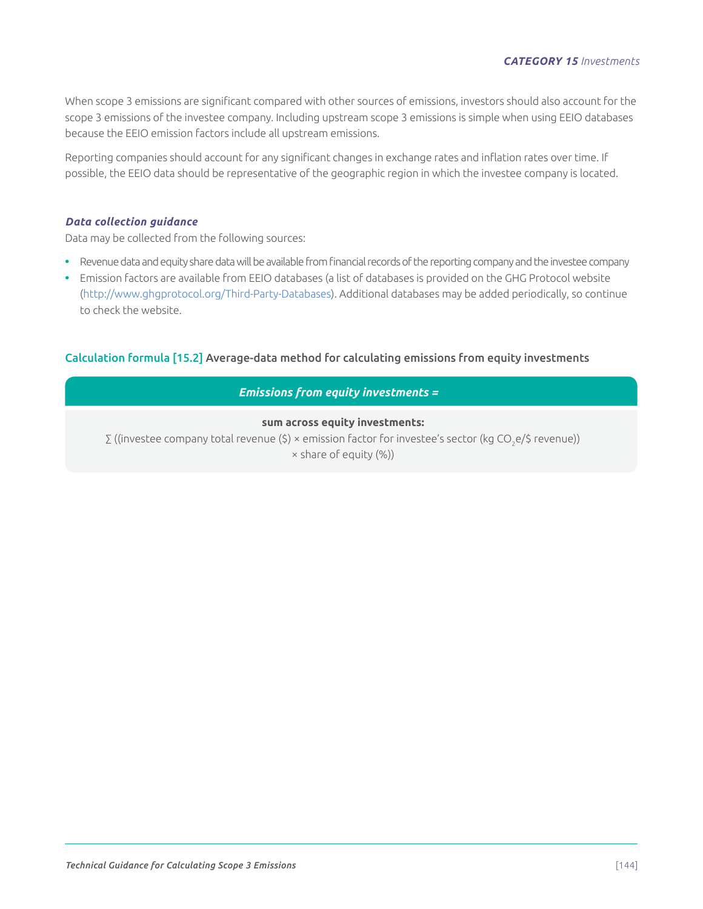When scope 3 emissions are significant compared with other sources of emissions, investors should also account for the scope 3 emissions of the investee company. Including upstream scope 3 emissions is simple when using EEIO databases because the EEIO emission factors include all upstream emissions.

Reporting companies should account for any significant changes in exchange rates and inflation rates over time. If possible, the EEIO data should be representative of the geographic region in which the investee company is located.

### *Data collection guidance*

Data may be collected from the following sources:

- Revenue data and equity share data will be available from financial records of the reporting company and the investee company
- Emission factors are available from EEIO databases (a list of databases is provided on the GHG Protocol website (http://www.ghgprotocol.org/Third-Party-Databases). Additional databases may be added periodically, so continue to check the website.

### Calculation formula [15.2] Average-data method for calculating emissions from equity investments

***Emissions from equity investments =***

**sum across equity investments:**

∑ ((investee company total revenue ($) × emission factor for investee's sector (kg $CO_2$e/$ revenue)) × share of equity (%))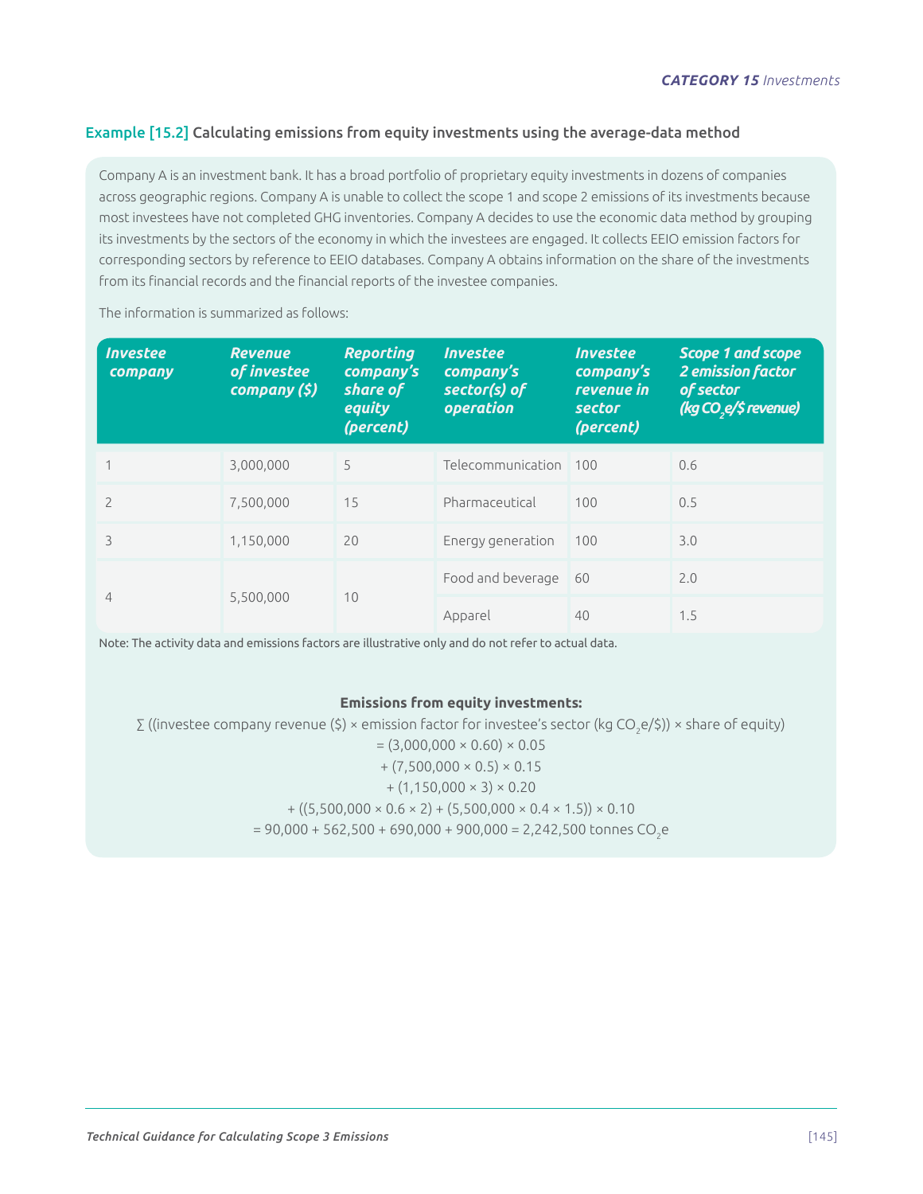### Example [15.2] Calculating emissions from equity investments using the average-data method

Company A is an investment bank. It has a broad portfolio of proprietary equity investments in dozens of companies across geographic regions. Company A is unable to collect the scope 1 and scope 2 emissions of its investments because most investees have not completed GHG inventories. Company A decides to use the economic data method by grouping its investments by the sectors of the economy in which the investees are engaged. It collects EEIO emission factors for corresponding sectors by reference to EEIO databases. Company A obtains information on the share of the investments from its financial records and the financial reports of the investee companies.

The information is summarized as follows:

| *Investee company* | *Revenue of investee company ($)* | *Reporting company's share of equity (percent)* | *Investee company's sector(s) of operation* | *Investee company's revenue in sector (percent)* | *Scope 1 and scope 2 emission factor of sector (kg $CO_2e$/$ revenue)* |
|---|---|---|---|---|---|
| 1 | 3,000,000 | 5 | Telecommunication | 100 | 0.6 |
| 2 | 7,500,000 | 15 | Pharmaceutical | 100 | 0.5 |
| 3 | 1,150,000 | 20 | Energy generation | 100 | 3.0 |
| 4 | 5,500,000 | 10 | Food and beverage | 60 | 2.0 |
| | | | Apparel | 40 | 1.5 |

Note: The activity data and emissions factors are illustrative only and do not refer to actual data.

**Emissions from equity investments:**

∑ ((investee company revenue ($) × emission factor for investee's sector (kg $CO_2e$/$)) × share of equity)

= (3,000,000 × 0.60) × 0.05

+ (7,500,000 × 0.5) × 0.15

+ (1,150,000 × 3) × 0.20

+ ((5,500,000 × 0.6 × 2) + (5,500,000 × 0.4 × 1.5)) × 0.10

= 90,000 + 562,500 + 690,000 + 900,000 = 2,242,500 tonnes $CO_2e$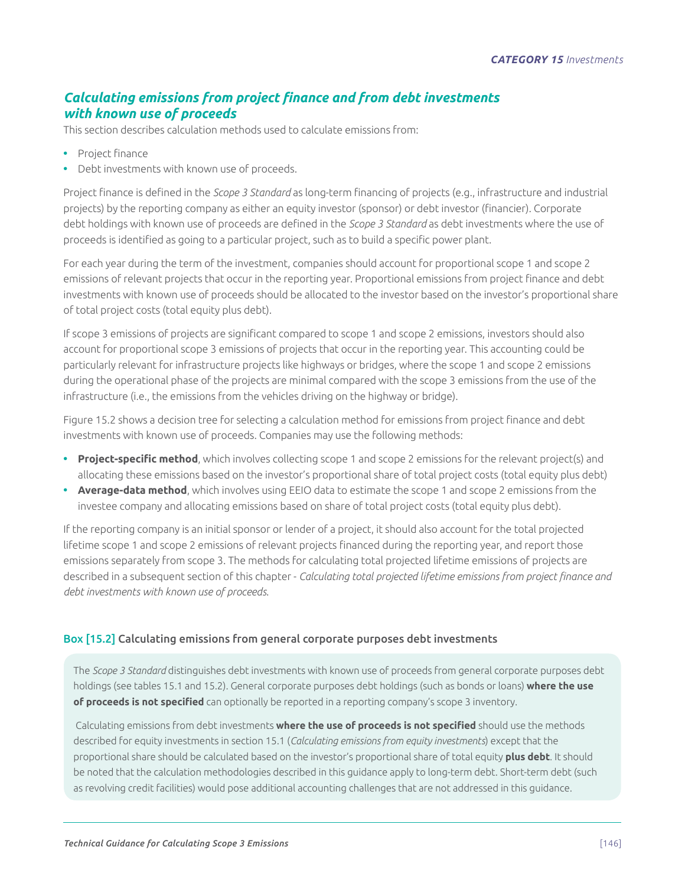## *Calculating emissions from project finance and from debt investments with known use of proceeds*

This section describes calculation methods used to calculate emissions from:

- Project finance
- Debt investments with known use of proceeds.

Project finance is defined in the *Scope 3 Standard* as long-term financing of projects (e.g., infrastructure and industrial projects) by the reporting company as either an equity investor (sponsor) or debt investor (financier). Corporate debt holdings with known use of proceeds are defined in the *Scope 3 Standard* as debt investments where the use of proceeds is identified as going to a particular project, such as to build a specific power plant.

For each year during the term of the investment, companies should account for proportional scope 1 and scope 2 emissions of relevant projects that occur in the reporting year. Proportional emissions from project finance and debt investments with known use of proceeds should be allocated to the investor based on the investor's proportional share of total project costs (total equity plus debt).

If scope 3 emissions of projects are significant compared to scope 1 and scope 2 emissions, investors should also account for proportional scope 3 emissions of projects that occur in the reporting year. This accounting could be particularly relevant for infrastructure projects like highways or bridges, where the scope 1 and scope 2 emissions during the operational phase of the projects are minimal compared with the scope 3 emissions from the use of the infrastructure (i.e., the emissions from the vehicles driving on the highway or bridge).

Figure 15.2 shows a decision tree for selecting a calculation method for emissions from project finance and debt investments with known use of proceeds. Companies may use the following methods:

- **Project-specific method**, which involves collecting scope 1 and scope 2 emissions for the relevant project(s) and allocating these emissions based on the investor's proportional share of total project costs (total equity plus debt)
- **Average-data method**, which involves using EEIO data to estimate the scope 1 and scope 2 emissions from the investee company and allocating emissions based on share of total project costs (total equity plus debt).

If the reporting company is an initial sponsor or lender of a project, it should also account for the total projected lifetime scope 1 and scope 2 emissions of relevant projects financed during the reporting year, and report those emissions separately from scope 3. The methods for calculating total projected lifetime emissions of projects are described in a subsequent section of this chapter - *Calculating total projected lifetime emissions from project finance and debt investments with known use of proceeds.*

### Box [15.2] Calculating emissions from general corporate purposes debt investments

The *Scope 3 Standard* distinguishes debt investments with known use of proceeds from general corporate purposes debt holdings (see tables 15.1 and 15.2). General corporate purposes debt holdings (such as bonds or loans) **where the use of proceeds is not specified** can optionally be reported in a reporting company's scope 3 inventory.

Calculating emissions from debt investments **where the use of proceeds is not specified** should use the methods described for equity investments in section 15.1 (*Calculating emissions from equity investments*) except that the proportional share should be calculated based on the investor's proportional share of total equity **plus debt**. It should be noted that the calculation methodologies described in this guidance apply to long-term debt. Short-term debt (such as revolving credit facilities) would pose additional accounting challenges that are not addressed in this guidance.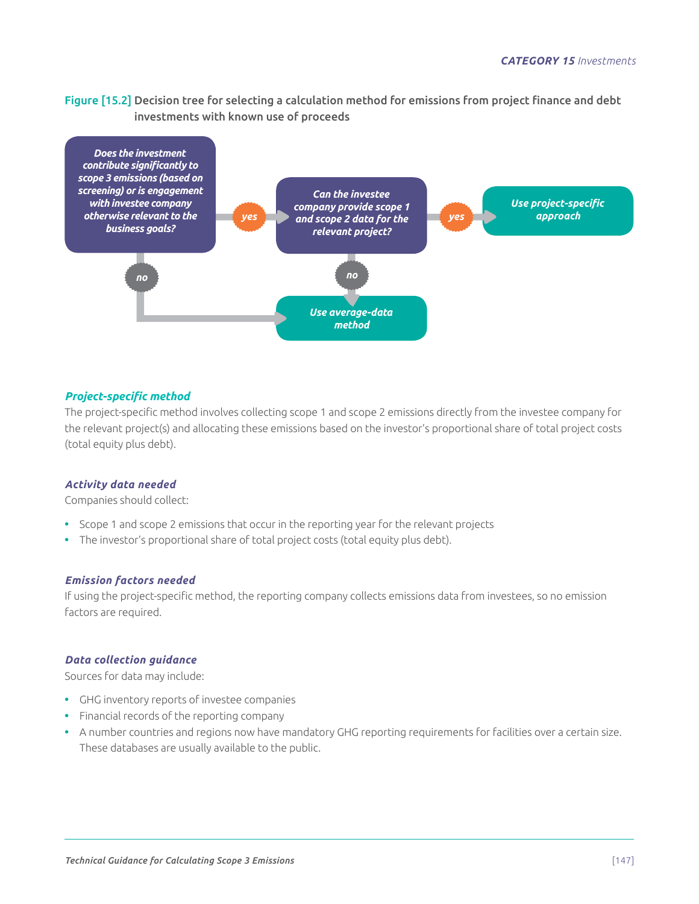**Figure [15.2]** Decision tree for selecting a calculation method for emissions from project finance and debt investments with known use of proceeds

- *Does the investment contribute significantly to scope 3 emissions (based on screening) or is engagement with investee company otherwise relevant to the business goals?*
  - **yes** → *Can the investee company provide scope 1 and scope 2 data for the relevant project?*
    - **yes** → *Use project-specific approach*
    - **no** → *Use average-data method*
  - **no** → *Use average-data method*

### *Project-specific method*

The project-specific method involves collecting scope 1 and scope 2 emissions directly from the investee company for the relevant project(s) and allocating these emissions based on the investor's proportional share of total project costs (total equity plus debt).

#### *Activity data needed*

Companies should collect:

- Scope 1 and scope 2 emissions that occur in the reporting year for the relevant projects
- The investor's proportional share of total project costs (total equity plus debt).

#### *Emission factors needed*

If using the project-specific method, the reporting company collects emissions data from investees, so no emission factors are required.

#### *Data collection guidance*

Sources for data may include:

- GHG inventory reports of investee companies
- Financial records of the reporting company
- A number countries and regions now have mandatory GHG reporting requirements for facilities over a certain size. These databases are usually available to the public.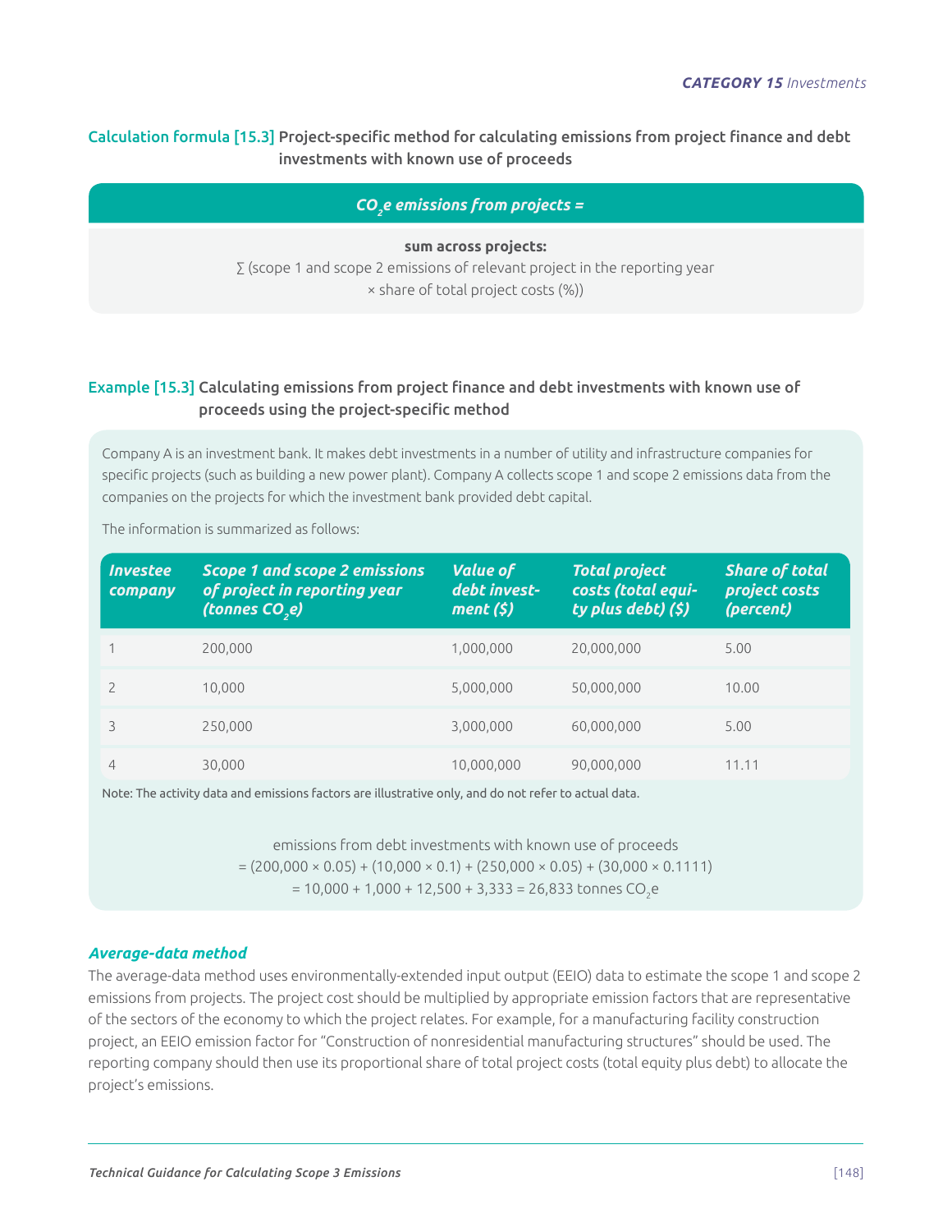### Calculation formula [15.3] Project-specific method for calculating emissions from project finance and debt investments with known use of proceeds

***$CO_2e$ emissions from projects =***

**sum across projects:**

∑ (scope 1 and scope 2 emissions of relevant project in the reporting year × share of total project costs (%))

### Example [15.3] Calculating emissions from project finance and debt investments with known use of proceeds using the project-specific method

Company A is an investment bank. It makes debt investments in a number of utility and infrastructure companies for specific projects (such as building a new power plant). Company A collects scope 1 and scope 2 emissions data from the companies on the projects for which the investment bank provided debt capital.

The information is summarized as follows:

| Investee company | Scope 1 and scope 2 emissions of project in reporting year (tonnes $CO_2e$) | Value of debt investment ($) | Total project costs (total equity plus debt) ($) | Share of total project costs (percent) |
|---|---|---|---|---|
| 1 | 200,000 | 1,000,000 | 20,000,000 | 5.00 |
| 2 | 10,000 | 5,000,000 | 50,000,000 | 10.00 |
| 3 | 250,000 | 3,000,000 | 60,000,000 | 5.00 |
| 4 | 30,000 | 10,000,000 | 90,000,000 | 11.11 |

Note: The activity data and emissions factors are illustrative only, and do not refer to actual data.

emissions from debt investments with known use of proceeds
= (200,000 × 0.05) + (10,000 × 0.1) + (250,000 × 0.05) + (30,000 × 0.1111)
= 10,000 + 1,000 + 12,500 + 3,333 = 26,833 tonnes $CO_2e$

#### *Average-data method*

The average-data method uses environmentally-extended input output (EEIO) data to estimate the scope 1 and scope 2 emissions from projects. The project cost should be multiplied by appropriate emission factors that are representative of the sectors of the economy to which the project relates. For example, for a manufacturing facility construction project, an EEIO emission factor for "Construction of nonresidential manufacturing structures" should be used. The reporting company should then use its proportional share of total project costs (total equity plus debt) to allocate the project's emissions.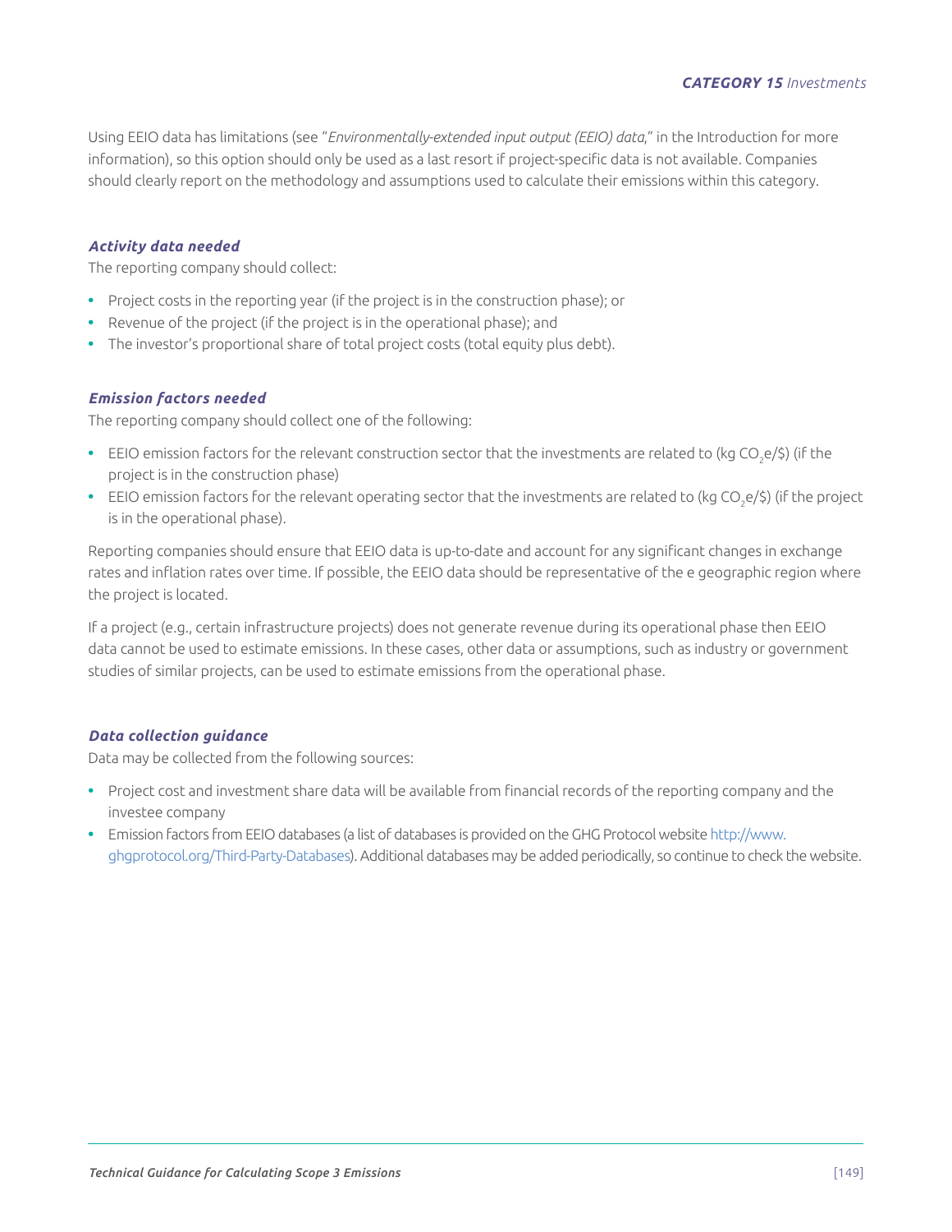Using EEIO data has limitations (see "*Environmentally-extended input output (EEIO) data*," in the Introduction for more information), so this option should only be used as a last resort if project-specific data is not available. Companies should clearly report on the methodology and assumptions used to calculate their emissions within this category.

### *Activity data needed*

The reporting company should collect:

- Project costs in the reporting year (if the project is in the construction phase); or
- Revenue of the project (if the project is in the operational phase); and
- The investor's proportional share of total project costs (total equity plus debt).

### *Emission factors needed*

The reporting company should collect one of the following:

- EEIO emission factors for the relevant construction sector that the investments are related to (kg $CO_2e$/$) (if the project is in the construction phase)
- EEIO emission factors for the relevant operating sector that the investments are related to (kg $CO_2e$/$) (if the project is in the operational phase).

Reporting companies should ensure that EEIO data is up-to-date and account for any significant changes in exchange rates and inflation rates over time. If possible, the EEIO data should be representative of the e geographic region where the project is located.

If a project (e.g., certain infrastructure projects) does not generate revenue during its operational phase then EEIO data cannot be used to estimate emissions. In these cases, other data or assumptions, such as industry or government studies of similar projects, can be used to estimate emissions from the operational phase.

### *Data collection guidance*

Data may be collected from the following sources:

- Project cost and investment share data will be available from financial records of the reporting company and the investee company
- Emission factors from EEIO databases (a list of databases is provided on the GHG Protocol website http://www.ghgprotocol.org/Third-Party-Databases). Additional databases may be added periodically, so continue to check the website.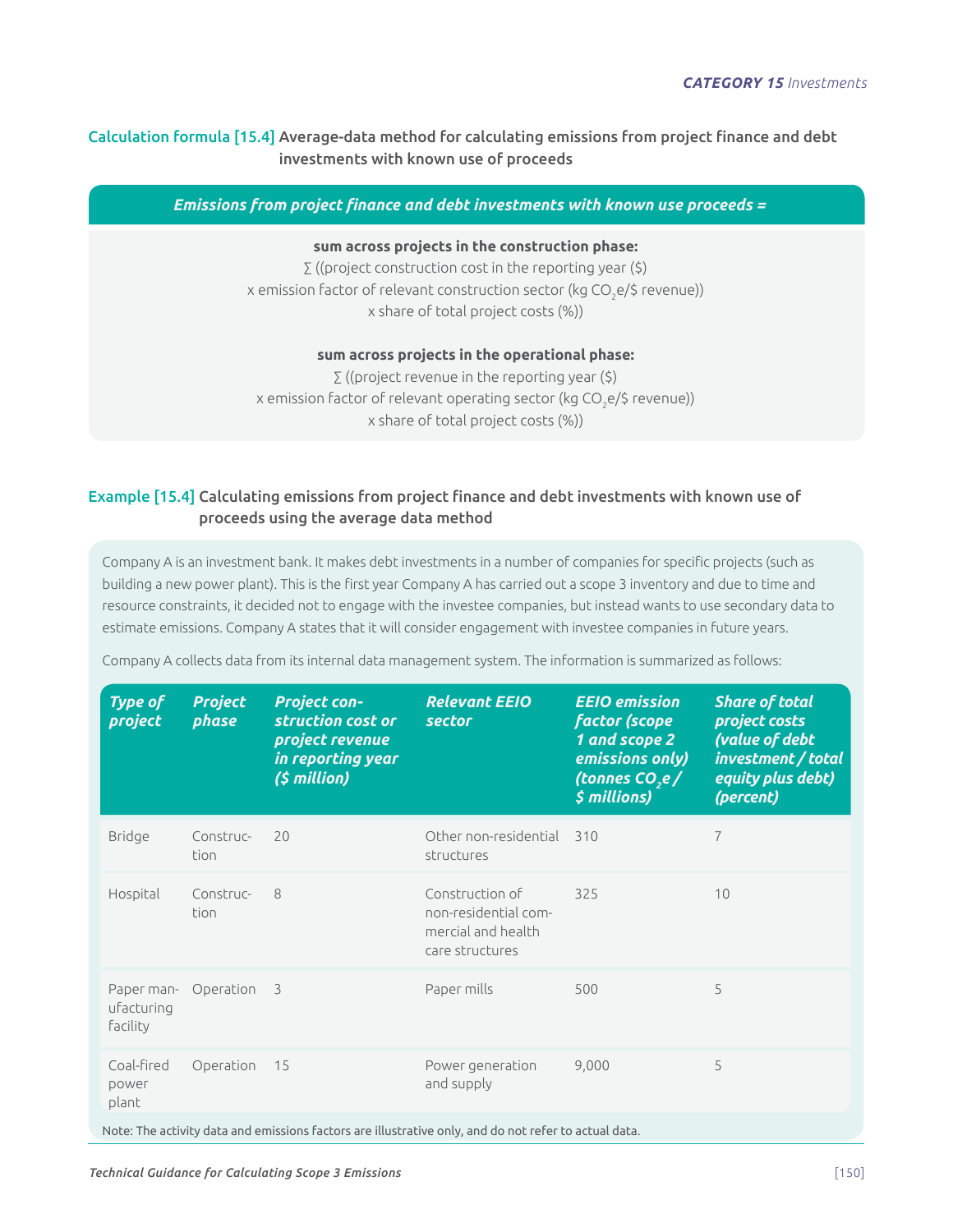## Calculation formula [15.4] Average-data method for calculating emissions from project finance and debt investments with known use of proceeds

***Emissions from project finance and debt investments with known use proceeds =***

**sum across projects in the construction phase:**

∑ ((project construction cost in the reporting year ($)
x emission factor of relevant construction sector (kg $CO_2$e/$ revenue))
x share of total project costs (%))

**sum across projects in the operational phase:**

∑ ((project revenue in the reporting year ($)
x emission factor of relevant operating sector (kg $CO_2$e/$ revenue))
x share of total project costs (%))

## Example [15.4] Calculating emissions from project finance and debt investments with known use of proceeds using the average data method

Company A is an investment bank. It makes debt investments in a number of companies for specific projects (such as building a new power plant). This is the first year Company A has carried out a scope 3 inventory and due to time and resource constraints, it decided not to engage with the investee companies, but instead wants to use secondary data to estimate emissions. Company A states that it will consider engagement with investee companies in future years.

Company A collects data from its internal data management system. The information is summarized as follows:

| *Type of project* | *Project phase* | *Project construction cost or project revenue in reporting year ($ million)* | *Relevant EEIO sector* | *EEIO emission factor (scope 1 and scope 2 emissions only) (tonnes $CO_2$e / $ millions)* | *Share of total project costs (value of debt investment / total equity plus debt) (percent)* |
|---|---|---|---|---|---|
| Bridge | Construction | 20 | Other non-residential structures | 310 | 7 |
| Hospital | Construction | 8 | Construction of non-residential commercial and health care structures | 325 | 10 |
| Paper manufacturing facility | Operation | 3 | Paper mills | 500 | 5 |
| Coal-fired power plant | Operation | 15 | Power generation and supply | 9,000 | 5 |

Note: The activity data and emissions factors are illustrative only, and do not refer to actual data.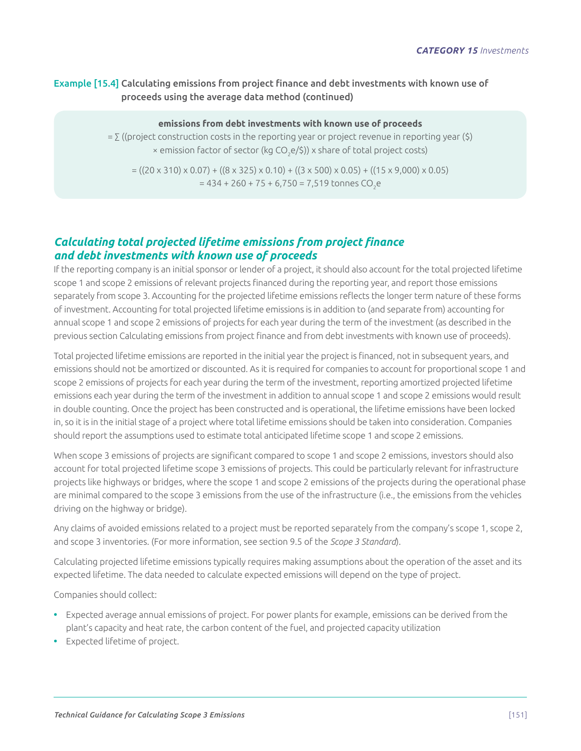Example [15.4] Calculating emissions from project finance and debt investments with known use of proceeds using the average data method (continued)

**emissions from debt investments with known use of proceeds**

= ∑ ((project construction costs in the reporting year or project revenue in reporting year ($) × emission factor of sector (kg $CO_2e$/$)) x share of total project costs)

= ((20 x 310) x 0.07) + ((8 x 325) x 0.10) + ((3 x 500) x 0.05) + ((15 x 9,000) x 0.05)
= 434 + 260 + 75 + 6,750 = 7,519 tonnes $CO_2e$

## *Calculating total projected lifetime emissions from project finance and debt investments with known use of proceeds*

If the reporting company is an initial sponsor or lender of a project, it should also account for the total projected lifetime scope 1 and scope 2 emissions of relevant projects financed during the reporting year, and report those emissions separately from scope 3. Accounting for the projected lifetime emissions reflects the longer term nature of these forms of investment. Accounting for total projected lifetime emissions is in addition to (and separate from) accounting for annual scope 1 and scope 2 emissions of projects for each year during the term of the investment (as described in the previous section Calculating emissions from project finance and from debt investments with known use of proceeds).

Total projected lifetime emissions are reported in the initial year the project is financed, not in subsequent years, and emissions should not be amortized or discounted. As it is required for companies to account for proportional scope 1 and scope 2 emissions of projects for each year during the term of the investment, reporting amortized projected lifetime emissions each year during the term of the investment in addition to annual scope 1 and scope 2 emissions would result in double counting. Once the project has been constructed and is operational, the lifetime emissions have been locked in, so it is in the initial stage of a project where total lifetime emissions should be taken into consideration. Companies should report the assumptions used to estimate total anticipated lifetime scope 1 and scope 2 emissions.

When scope 3 emissions of projects are significant compared to scope 1 and scope 2 emissions, investors should also account for total projected lifetime scope 3 emissions of projects. This could be particularly relevant for infrastructure projects like highways or bridges, where the scope 1 and scope 2 emissions of the projects during the operational phase are minimal compared to the scope 3 emissions from the use of the infrastructure (i.e., the emissions from the vehicles driving on the highway or bridge).

Any claims of avoided emissions related to a project must be reported separately from the company's scope 1, scope 2, and scope 3 inventories. (For more information, see section 9.5 of the *Scope 3 Standard*).

Calculating projected lifetime emissions typically requires making assumptions about the operation of the asset and its expected lifetime. The data needed to calculate expected emissions will depend on the type of project.

Companies should collect:

- Expected average annual emissions of project. For power plants for example, emissions can be derived from the plant's capacity and heat rate, the carbon content of the fuel, and projected capacity utilization
- Expected lifetime of project.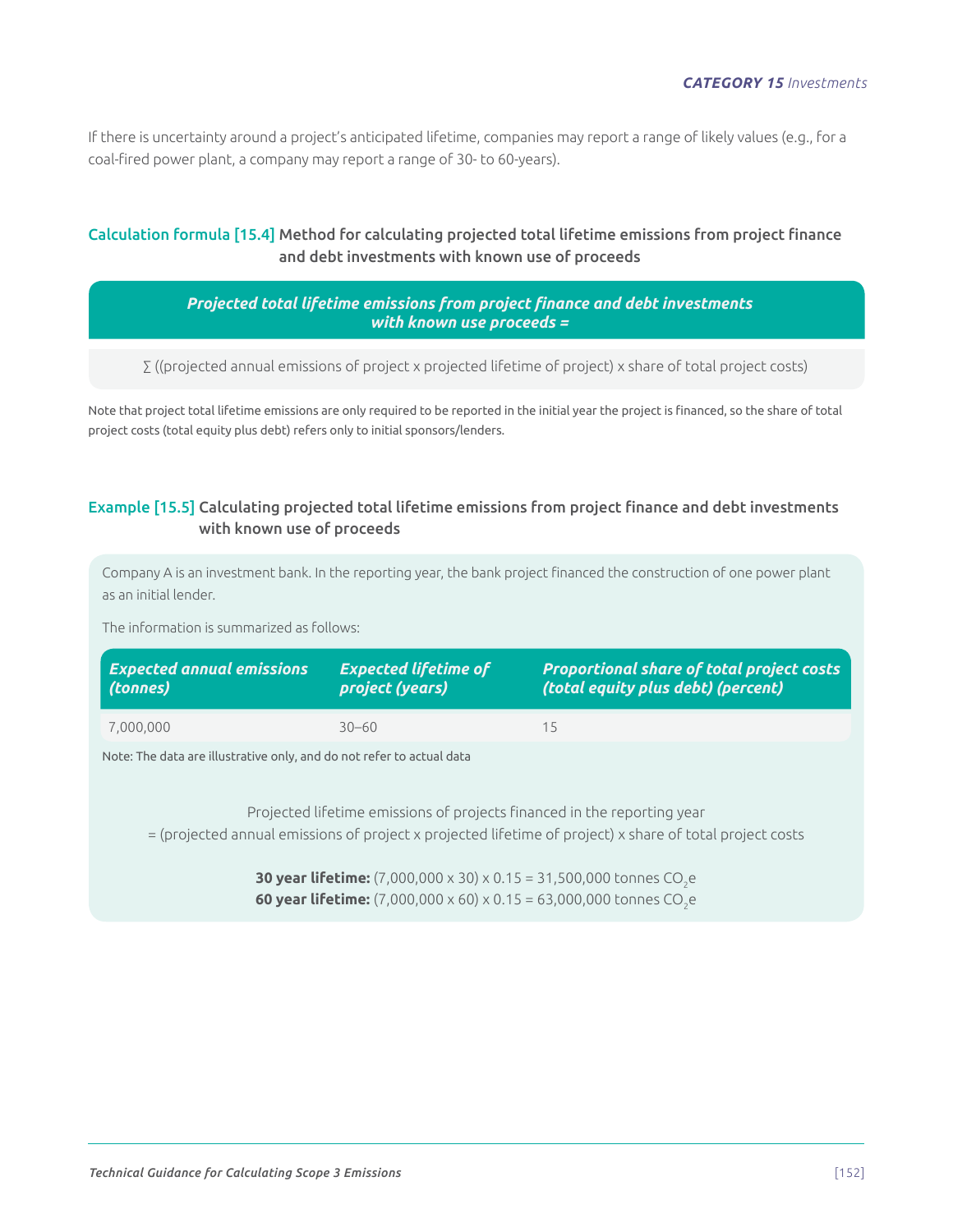If there is uncertainty around a project's anticipated lifetime, companies may report a range of likely values (e.g., for a coal-fired power plant, a company may report a range of 30- to 60-years).

### Calculation formula [15.4] Method for calculating projected total lifetime emissions from project finance and debt investments with known use of proceeds

***Projected total lifetime emissions from project finance and debt investments with known use proceeds =***

∑ ((projected annual emissions of project x projected lifetime of project) x share of total project costs)

Note that project total lifetime emissions are only required to be reported in the initial year the project is financed, so the share of total project costs (total equity plus debt) refers only to initial sponsors/lenders.

### Example [15.5] Calculating projected total lifetime emissions from project finance and debt investments with known use of proceeds

Company A is an investment bank. In the reporting year, the bank project financed the construction of one power plant as an initial lender.

The information is summarized as follows:

| *Expected annual emissions (tonnes)* | *Expected lifetime of project (years)* | *Proportional share of total project costs (total equity plus debt) (percent)* |
|---|---|---|
| 7,000,000 | 30–60 | 15 |

Note: The data are illustrative only, and do not refer to actual data

Projected lifetime emissions of projects financed in the reporting year
= (projected annual emissions of project x projected lifetime of project) x share of total project costs

**30 year lifetime:** (7,000,000 x 30) x 0.15 = 31,500,000 tonnes $CO_2e$
**60 year lifetime:** (7,000,000 x 60) x 0.15 = 63,000,000 tonnes $CO_2e$